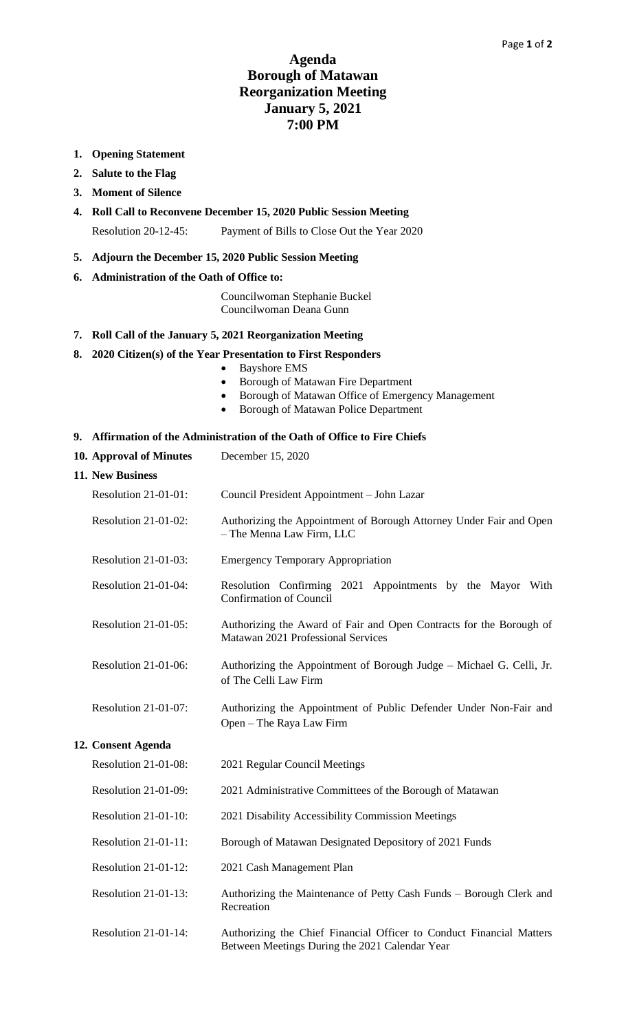# Agenda
# Borough of Matawan
# Reorganization Meeting
# January 5, 2021
# 7:00 PM

1. **Opening Statement**
2. **Salute to the Flag**
3. **Moment of Silence**
4. **Roll Call to Reconvene December 15, 2020 Public Session Meeting**

   Resolution 20-12-45: Payment of Bills to Close Out the Year 2020

5. **Adjourn the December 15, 2020 Public Session Meeting**
6. **Administration of the Oath of Office to:**

   Councilwoman Stephanie Buckel
   Councilwoman Deana Gunn

7. **Roll Call of the January 5, 2021 Reorganization Meeting**
8. **2020 Citizen(s) of the Year Presentation to First Responders**
   - Bayshore EMS
   - Borough of Matawan Fire Department
   - Borough of Matawan Office of Emergency Management
   - Borough of Matawan Police Department

9. **Affirmation of the Administration of the Oath of Office to Fire Chiefs**
10. **Approval of Minutes** December 15, 2020
11. **New Business**

    Resolution 21-01-01: Council President Appointment – John Lazar

    Resolution 21-01-02: Authorizing the Appointment of Borough Attorney Under Fair and Open – The Menna Law Firm, LLC

    Resolution 21-01-03: Emergency Temporary Appropriation

    Resolution 21-01-04: Resolution Confirming 2021 Appointments by the Mayor With Confirmation of Council

    Resolution 21-01-05: Authorizing the Award of Fair and Open Contracts for the Borough of Matawan 2021 Professional Services

    Resolution 21-01-06: Authorizing the Appointment of Borough Judge – Michael G. Celli, Jr. of The Celli Law Firm

    Resolution 21-01-07: Authorizing the Appointment of Public Defender Under Non-Fair and Open – The Raya Law Firm

12. **Consent Agenda**

    Resolution 21-01-08: 2021 Regular Council Meetings

    Resolution 21-01-09: 2021 Administrative Committees of the Borough of Matawan

    Resolution 21-01-10: 2021 Disability Accessibility Commission Meetings

    Resolution 21-01-11: Borough of Matawan Designated Depository of 2021 Funds

    Resolution 21-01-12: 2021 Cash Management Plan

    Resolution 21-01-13: Authorizing the Maintenance of Petty Cash Funds – Borough Clerk and Recreation

    Resolution 21-01-14: Authorizing the Chief Financial Officer to Conduct Financial Matters Between Meetings During the 2021 Calendar Year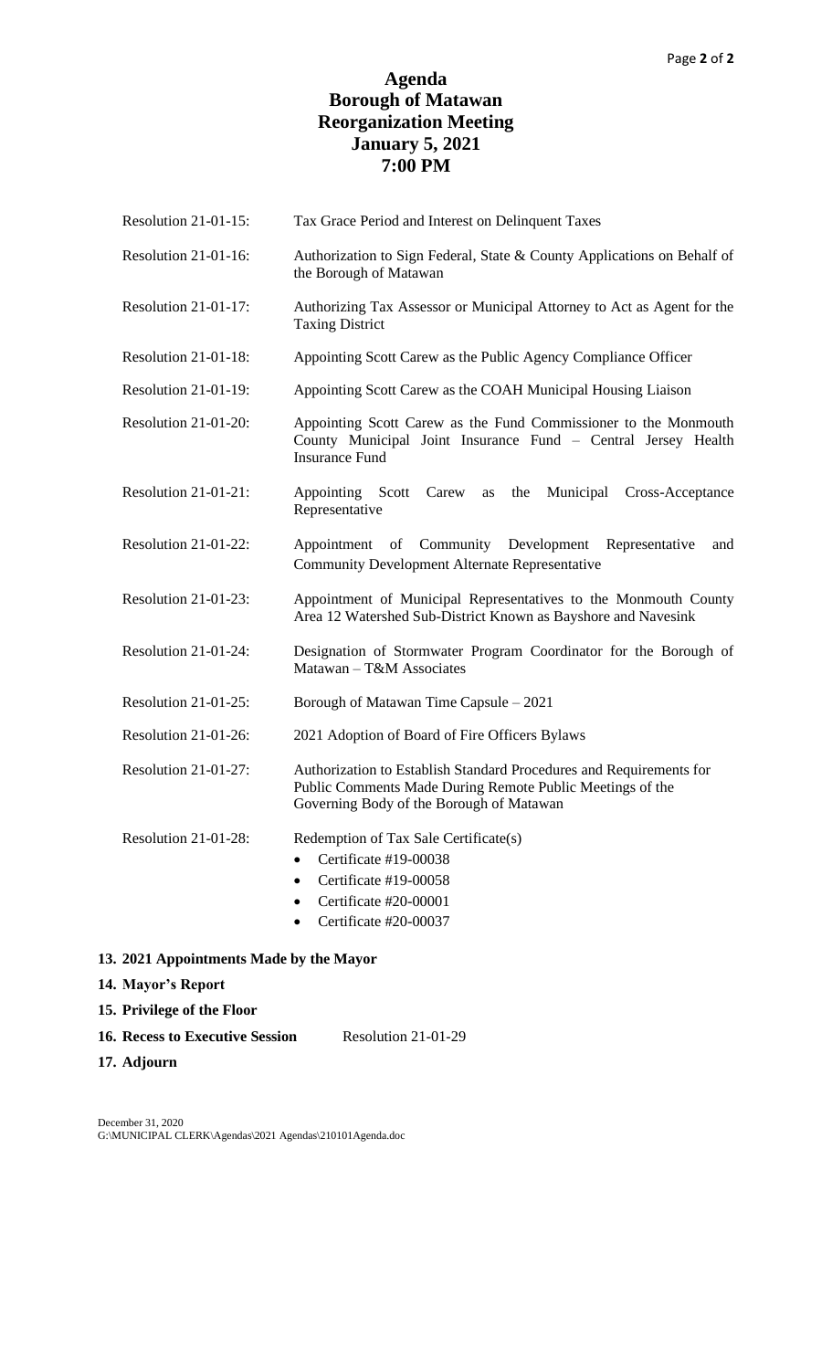# Agenda
# Borough of Matawan
# Reorganization Meeting
# January 5, 2021
# 7:00 PM

| | |
|---|---|
| Resolution 21-01-15: | Tax Grace Period and Interest on Delinquent Taxes |
| Resolution 21-01-16: | Authorization to Sign Federal, State & County Applications on Behalf of the Borough of Matawan |
| Resolution 21-01-17: | Authorizing Tax Assessor or Municipal Attorney to Act as Agent for the Taxing District |
| Resolution 21-01-18: | Appointing Scott Carew as the Public Agency Compliance Officer |
| Resolution 21-01-19: | Appointing Scott Carew as the COAH Municipal Housing Liaison |
| Resolution 21-01-20: | Appointing Scott Carew as the Fund Commissioner to the Monmouth County Municipal Joint Insurance Fund – Central Jersey Health Insurance Fund |
| Resolution 21-01-21: | Appointing Scott Carew as the Municipal Cross-Acceptance Representative |
| Resolution 21-01-22: | Appointment of Community Development Representative and Community Development Alternate Representative |
| Resolution 21-01-23: | Appointment of Municipal Representatives to the Monmouth County Area 12 Watershed Sub-District Known as Bayshore and Navesink |
| Resolution 21-01-24: | Designation of Stormwater Program Coordinator for the Borough of Matawan – T&M Associates |
| Resolution 21-01-25: | Borough of Matawan Time Capsule – 2021 |
| Resolution 21-01-26: | 2021 Adoption of Board of Fire Officers Bylaws |
| Resolution 21-01-27: | Authorization to Establish Standard Procedures and Requirements for Public Comments Made During Remote Public Meetings of the Governing Body of the Borough of Matawan |
| Resolution 21-01-28: | Redemption of Tax Sale Certificate(s)<br>• Certificate #19-00038<br>• Certificate #19-00058<br>• Certificate #20-00001<br>• Certificate #20-00037 |

**13. 2021 Appointments Made by the Mayor**

**14. Mayor's Report**

**15. Privilege of the Floor**

**16. Recess to Executive Session** Resolution 21-01-29

**17. Adjourn**

December 31, 2020
G:\MUNICIPAL CLERK\Agendas\2021 Agendas\210101Agenda.doc